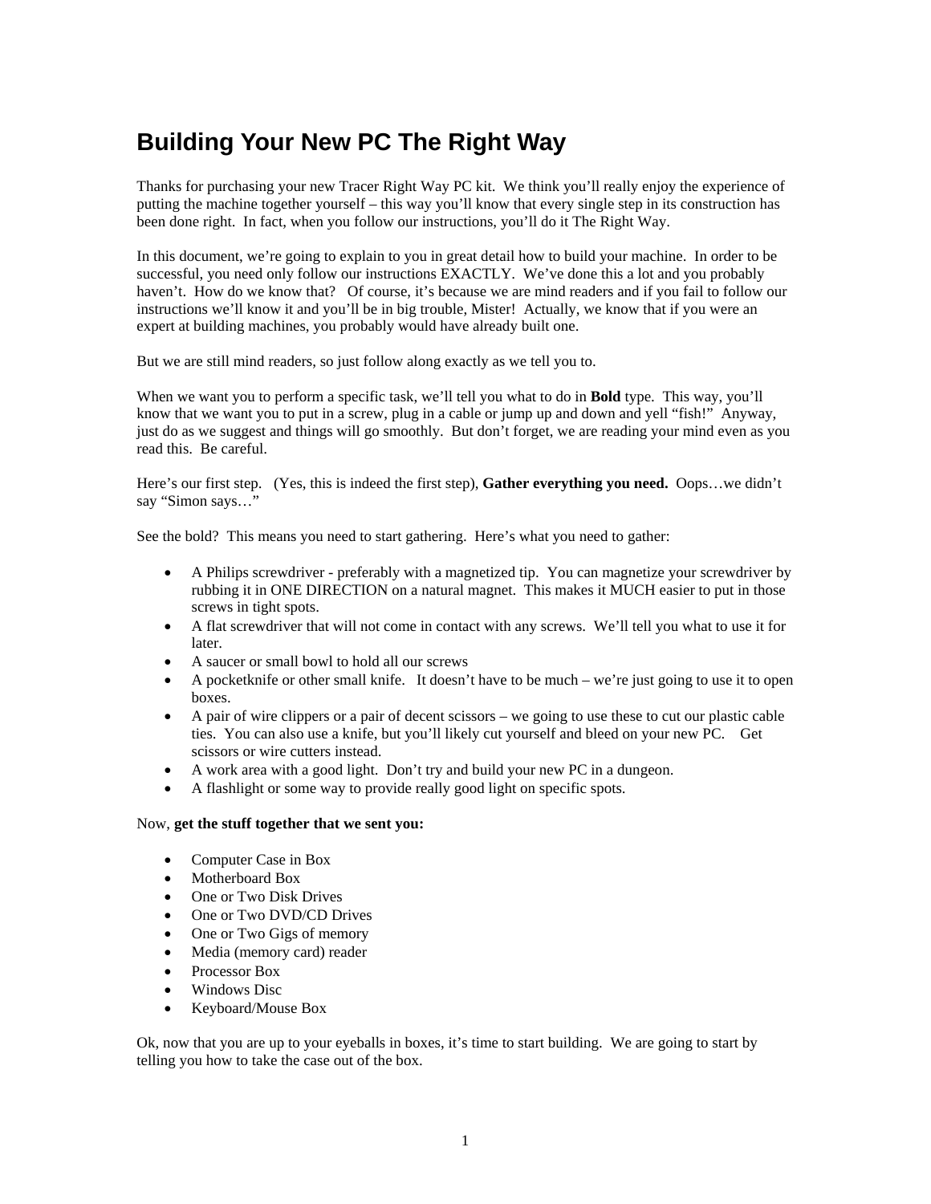# Building Your New PC The Right Way

Thanks for purchasing your new Tracer Right Way PC kit. We think you'll really enjoy the experience of putting the machine together yourself – this way you'll know that every single step in its construction has been done right. In fact, when you follow our instructions, you'll do it The Right Way.

In this document, we're going to explain to you in great detail how to build your machine. In order to be successful, you need only follow our instructions EXACTLY. We've done this a lot and you probably haven't. How do we know that? Of course, it's because we are mind readers and if you fail to follow our instructions we'll know it and you'll be in big trouble, Mister! Actually, we know that if you were an expert at building machines, you probably would have already built one.

But we are still mind readers, so just follow along exactly as we tell you to.

When we want you to perform a specific task, we'll tell you what to do in **Bold** type. This way, you'll know that we want you to put in a screw, plug in a cable or jump up and down and yell "fish!" Anyway, just do as we suggest and things will go smoothly. But don't forget, we are reading your mind even as you read this. Be careful.

Here's our first step. (Yes, this is indeed the first step), **Gather everything you need.** Oops…we didn't say "Simon says…"

See the bold? This means you need to start gathering. Here's what you need to gather:

- A Philips screwdriver - preferably with a magnetized tip. You can magnetize your screwdriver by rubbing it in ONE DIRECTION on a natural magnet. This makes it MUCH easier to put in those screws in tight spots.
- A flat screwdriver that will not come in contact with any screws. We'll tell you what to use it for later.
- A saucer or small bowl to hold all our screws
- A pocketknife or other small knife. It doesn't have to be much – we're just going to use it to open boxes.
- A pair of wire clippers or a pair of decent scissors – we going to use these to cut our plastic cable ties. You can also use a knife, but you'll likely cut yourself and bleed on your new PC. Get scissors or wire cutters instead.
- A work area with a good light. Don't try and build your new PC in a dungeon.
- A flashlight or some way to provide really good light on specific spots.

Now, **get the stuff together that we sent you:**

- Computer Case in Box
- Motherboard Box
- One or Two Disk Drives
- One or Two DVD/CD Drives
- One or Two Gigs of memory
- Media (memory card) reader
- Processor Box
- Windows Disc
- Keyboard/Mouse Box

Ok, now that you are up to your eyeballs in boxes, it's time to start building. We are going to start by telling you how to take the case out of the box.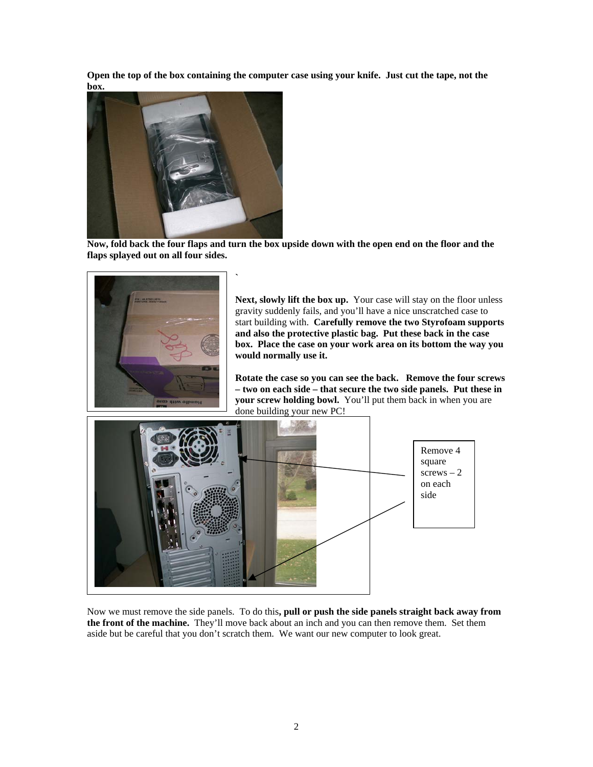**Open the top of the box containing the computer case using your knife. Just cut the tape, not the box.**

**Now, fold back the four flaps and turn the box upside down with the open end on the floor and the flaps splayed out on all four sides.**

`

**Next, slowly lift the box up.** Your case will stay on the floor unless gravity suddenly fails, and you'll have a nice unscratched case to start building with. **Carefully remove the two Styrofoam supports and also the protective plastic bag. Put these back in the case box. Place the case on your work area on its bottom the way you would normally use it.**

**Rotate the case so you can see the back. Remove the four screws – two on each side – that secure the two side panels. Put these in your screw holding bowl.** You'll put them back in when you are done building your new PC!

Remove 4 square screws – 2 on each side

Now we must remove the side panels. To do this**, pull or push the side panels straight back away from the front of the machine.** They'll move back about an inch and you can then remove them. Set them aside but be careful that you don't scratch them. We want our new computer to look great.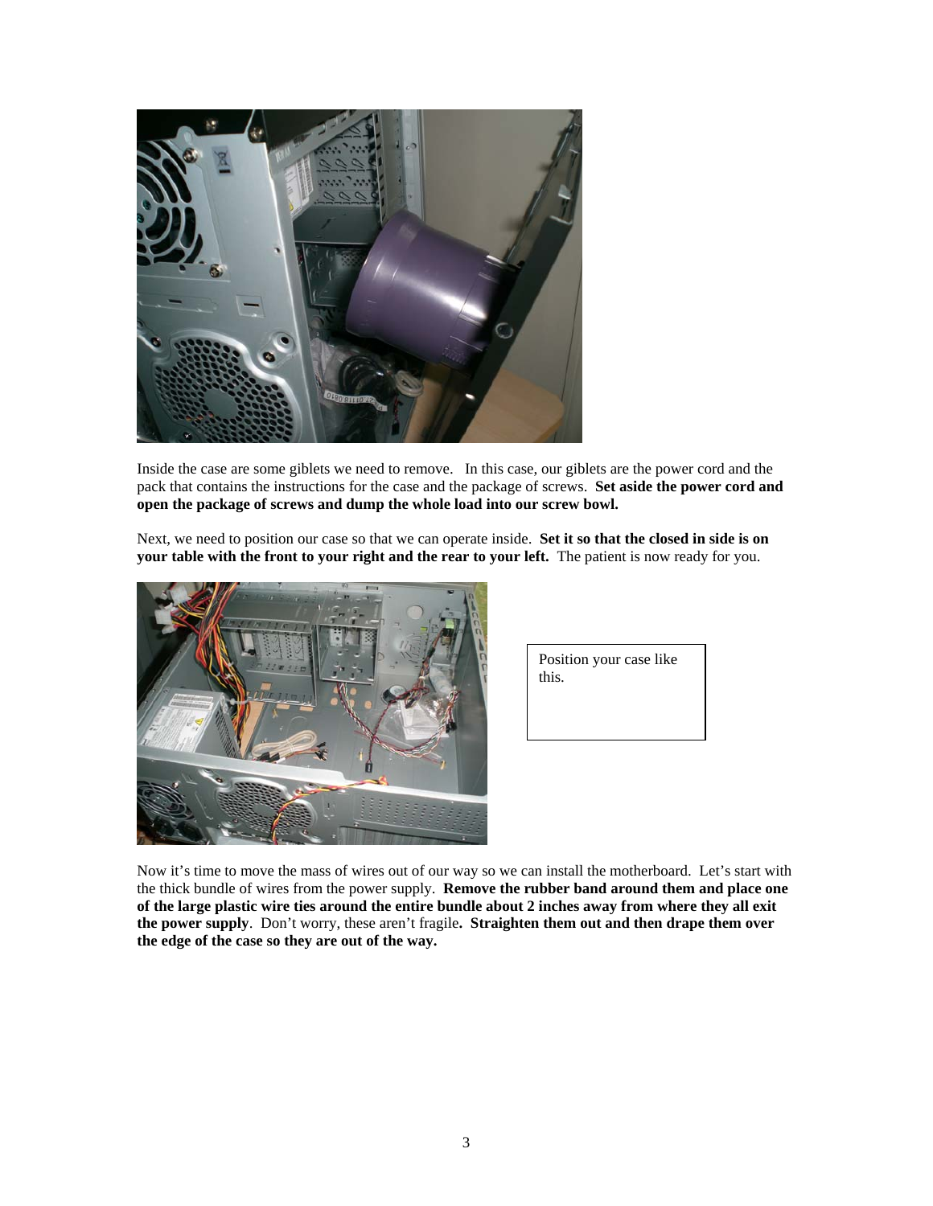Inside the case are some giblets we need to remove. In this case, our giblets are the power cord and the pack that contains the instructions for the case and the package of screws. **Set aside the power cord and open the package of screws and dump the whole load into our screw bowl.**

Next, we need to position our case so that we can operate inside. **Set it so that the closed in side is on your table with the front to your right and the rear to your left.** The patient is now ready for you.

Position your case like this.

Now it's time to move the mass of wires out of our way so we can install the motherboard. Let's start with the thick bundle of wires from the power supply. **Remove the rubber band around them and place one of the large plastic wire ties around the entire bundle about 2 inches away from where they all exit the power supply**. Don't worry, these aren't fragile**. Straighten them out and then drape them over the edge of the case so they are out of the way.**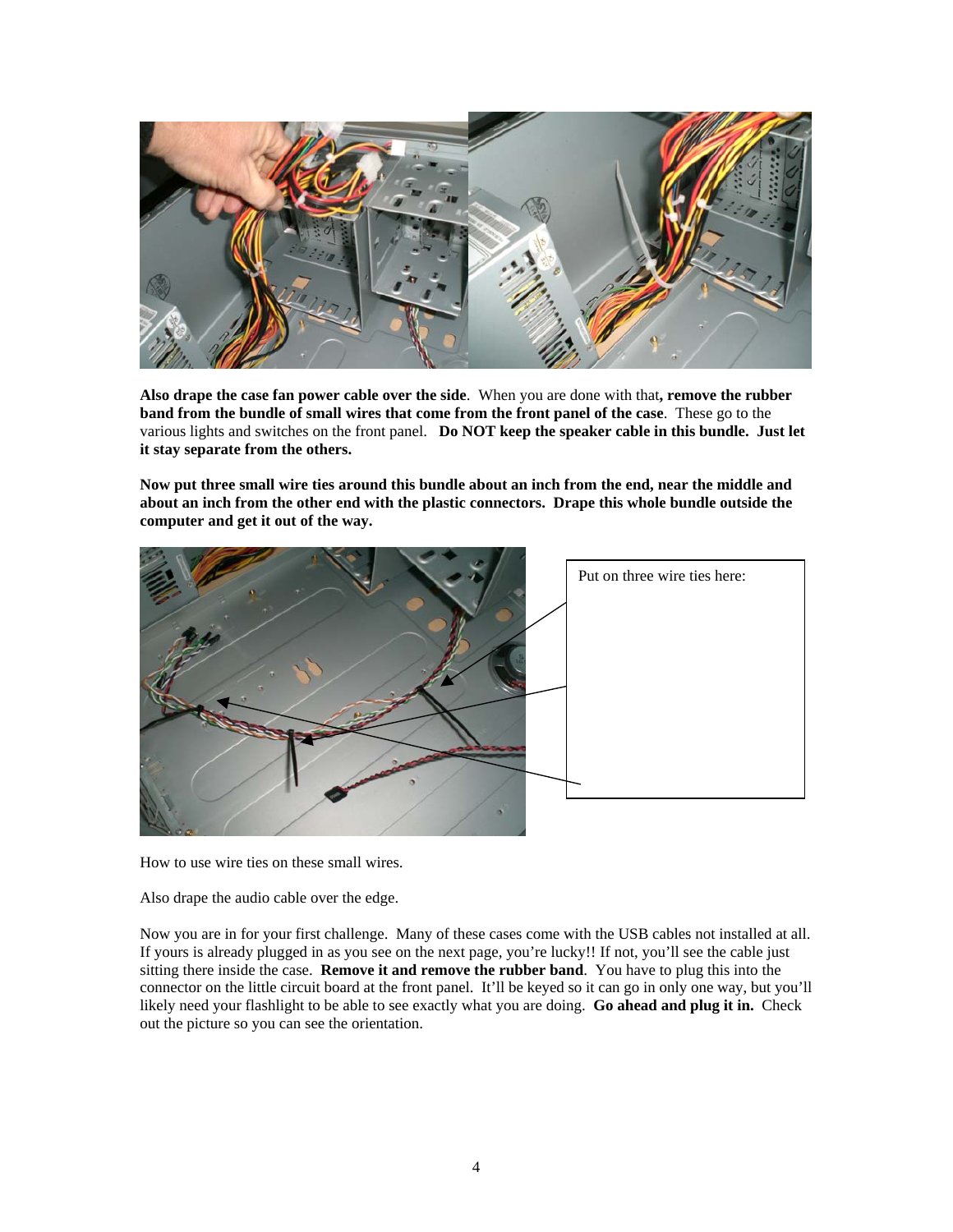**Also drape the case fan power cable over the side**. When you are done with that**, remove the rubber band from the bundle of small wires that come from the front panel of the case**. These go to the various lights and switches on the front panel. **Do NOT keep the speaker cable in this bundle. Just let it stay separate from the others.**

**Now put three small wire ties around this bundle about an inch from the end, near the middle and about an inch from the other end with the plastic connectors. Drape this whole bundle outside the computer and get it out of the way.**

Put on three wire ties here:

How to use wire ties on these small wires.

Also drape the audio cable over the edge.

Now you are in for your first challenge. Many of these cases come with the USB cables not installed at all. If yours is already plugged in as you see on the next page, you're lucky!! If not, you'll see the cable just sitting there inside the case. **Remove it and remove the rubber band**. You have to plug this into the connector on the little circuit board at the front panel. It'll be keyed so it can go in only one way, but you'll likely need your flashlight to be able to see exactly what you are doing. **Go ahead and plug it in.** Check out the picture so you can see the orientation.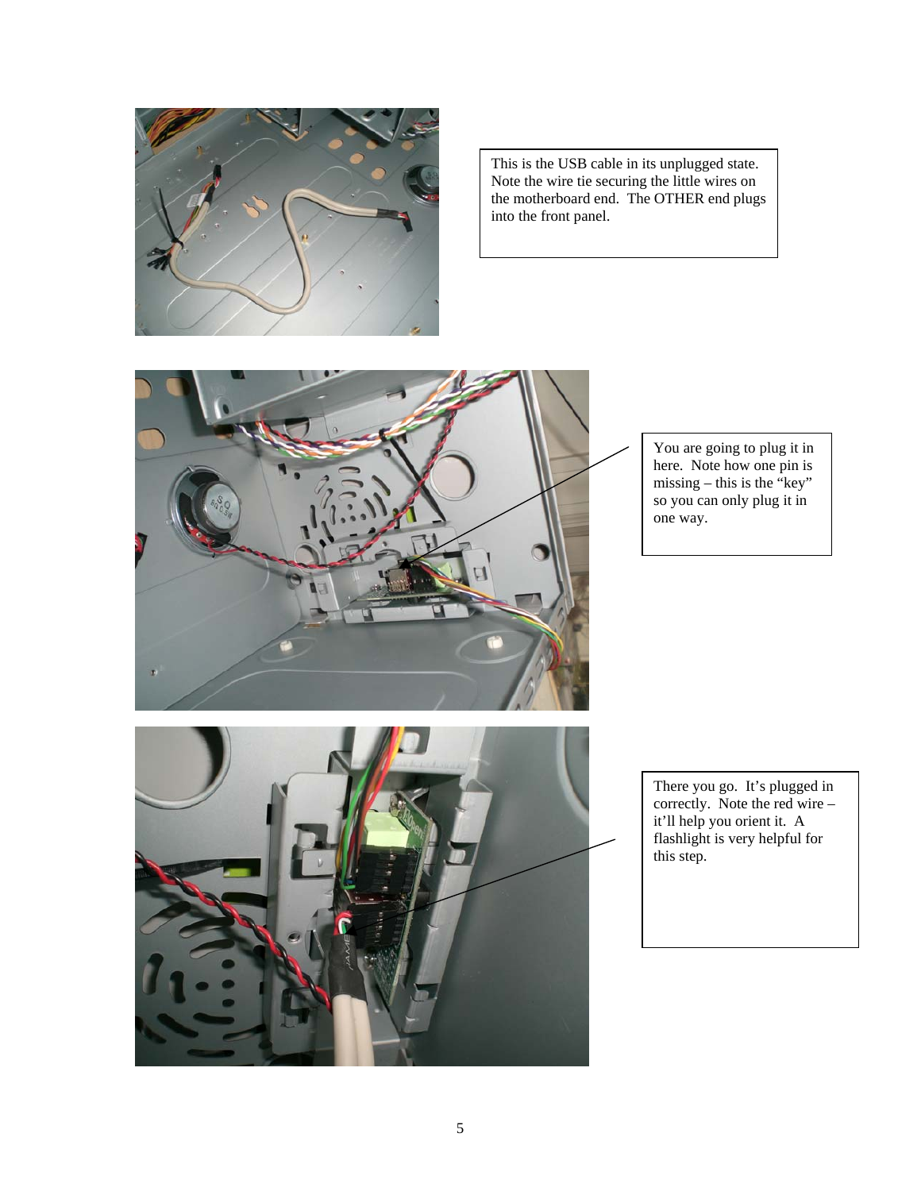This is the USB cable in its unplugged state. Note the wire tie securing the little wires on the motherboard end. The OTHER end plugs into the front panel.

You are going to plug it in here. Note how one pin is missing – this is the "key" so you can only plug it in one way.

There you go. It's plugged in correctly. Note the red wire – it'll help you orient it. A flashlight is very helpful for this step.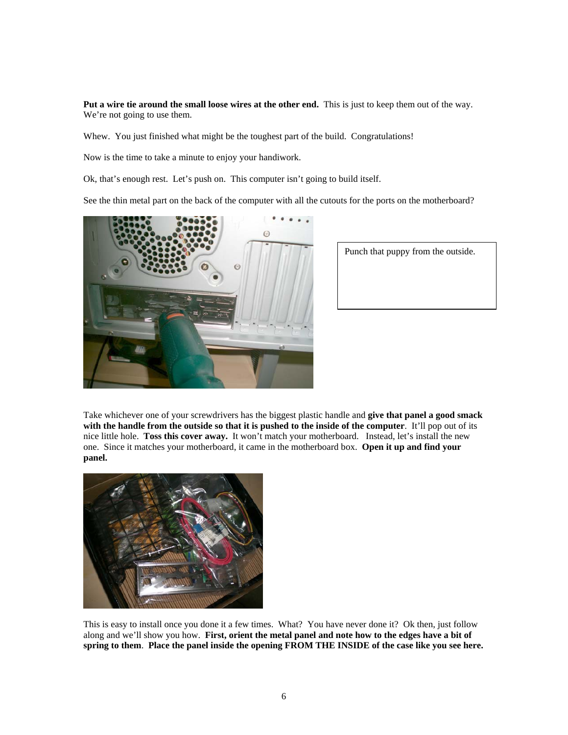**Put a wire tie around the small loose wires at the other end.** This is just to keep them out of the way. We're not going to use them.

Whew. You just finished what might be the toughest part of the build. Congratulations!

Now is the time to take a minute to enjoy your handiwork.

Ok, that's enough rest. Let's push on. This computer isn't going to build itself.

See the thin metal part on the back of the computer with all the cutouts for the ports on the motherboard?

Punch that puppy from the outside.

Take whichever one of your screwdrivers has the biggest plastic handle and **give that panel a good smack with the handle from the outside so that it is pushed to the inside of the computer**. It'll pop out of its nice little hole. **Toss this cover away.** It won't match your motherboard. Instead, let's install the new one. Since it matches your motherboard, it came in the motherboard box. **Open it up and find your panel.**

This is easy to install once you done it a few times. What? You have never done it? Ok then, just follow along and we'll show you how. **First, orient the metal panel and note how to the edges have a bit of spring to them**. **Place the panel inside the opening FROM THE INSIDE of the case like you see here.**